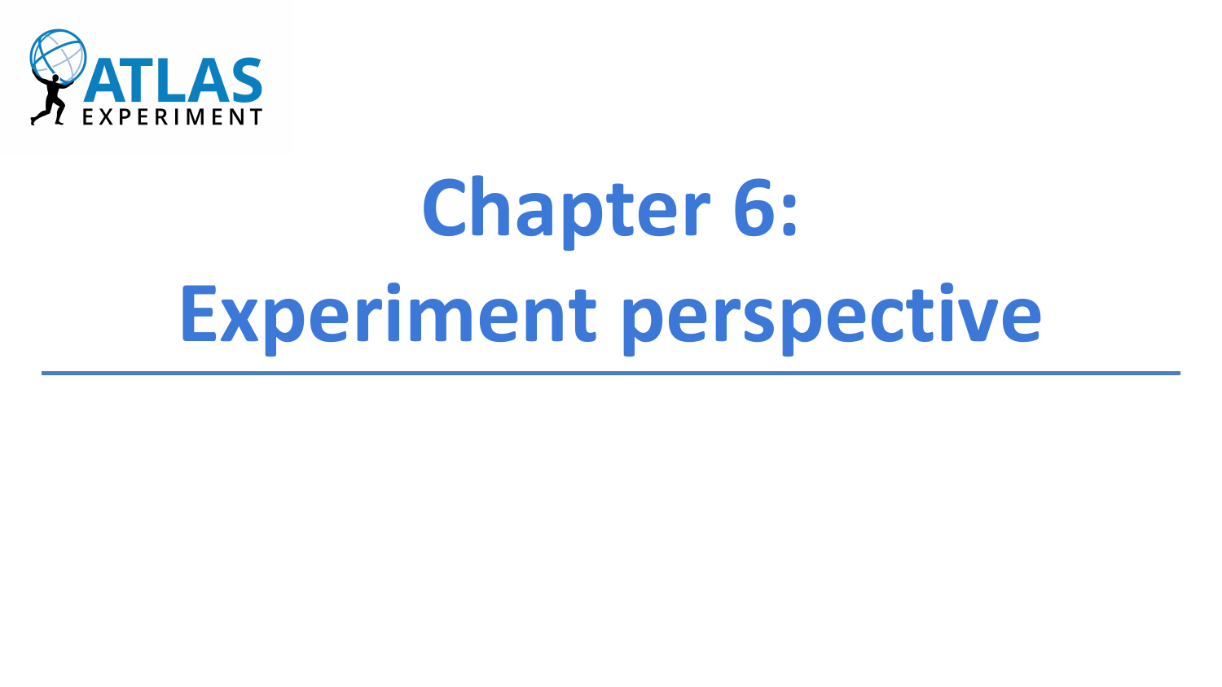# Chapter 6:
# Experiment perspective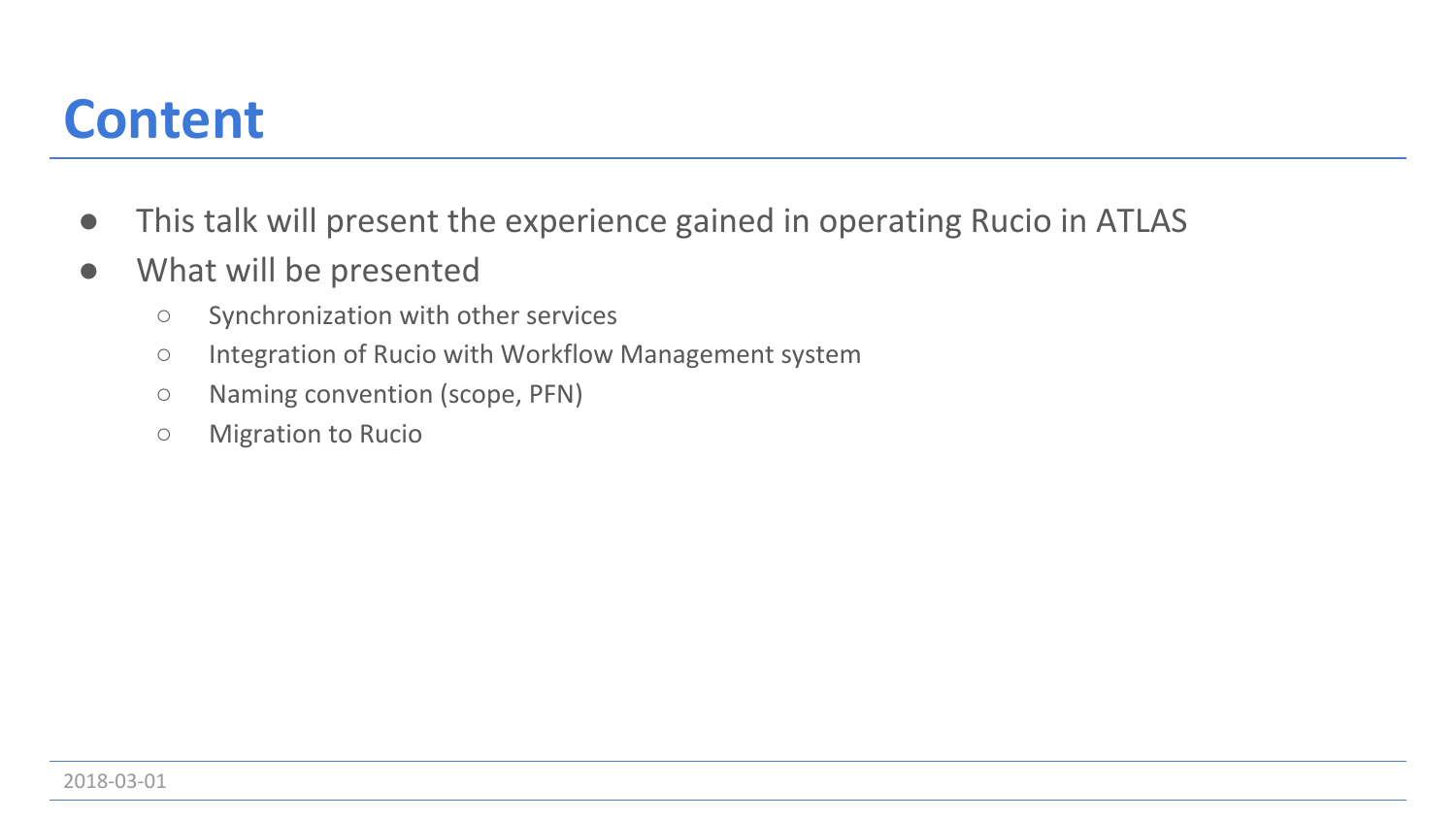# Content

- This talk will present the experience gained in operating Rucio in ATLAS
- What will be presented
  - Synchronization with other services
  - Integration of Rucio with Workflow Management system
  - Naming convention (scope, PFN)
  - Migration to Rucio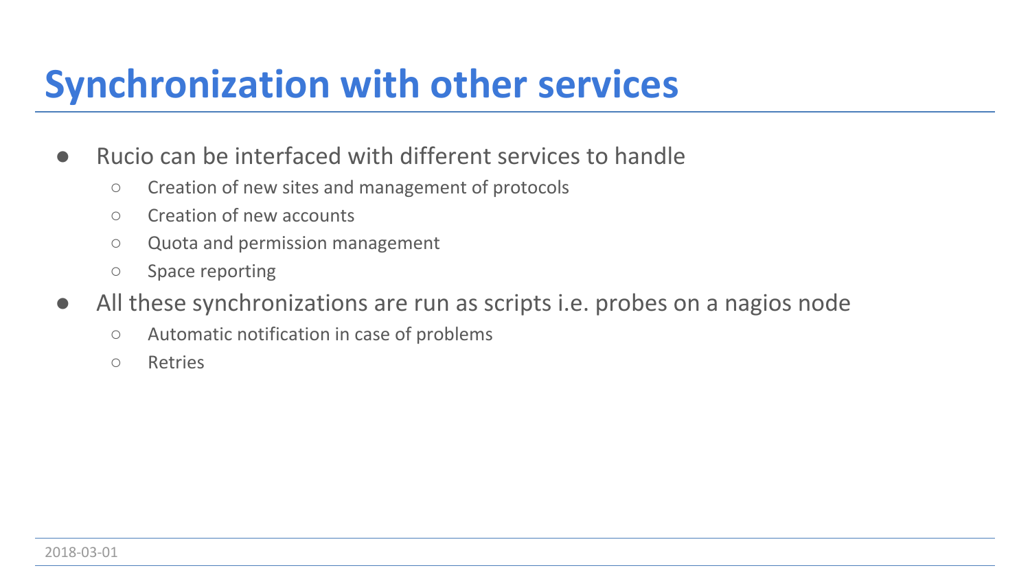# Synchronization with other services

- Rucio can be interfaced with different services to handle
  - Creation of new sites and management of protocols
  - Creation of new accounts
  - Quota and permission management
  - Space reporting
- All these synchronizations are run as scripts i.e. probes on a nagios node
  - Automatic notification in case of problems
  - Retries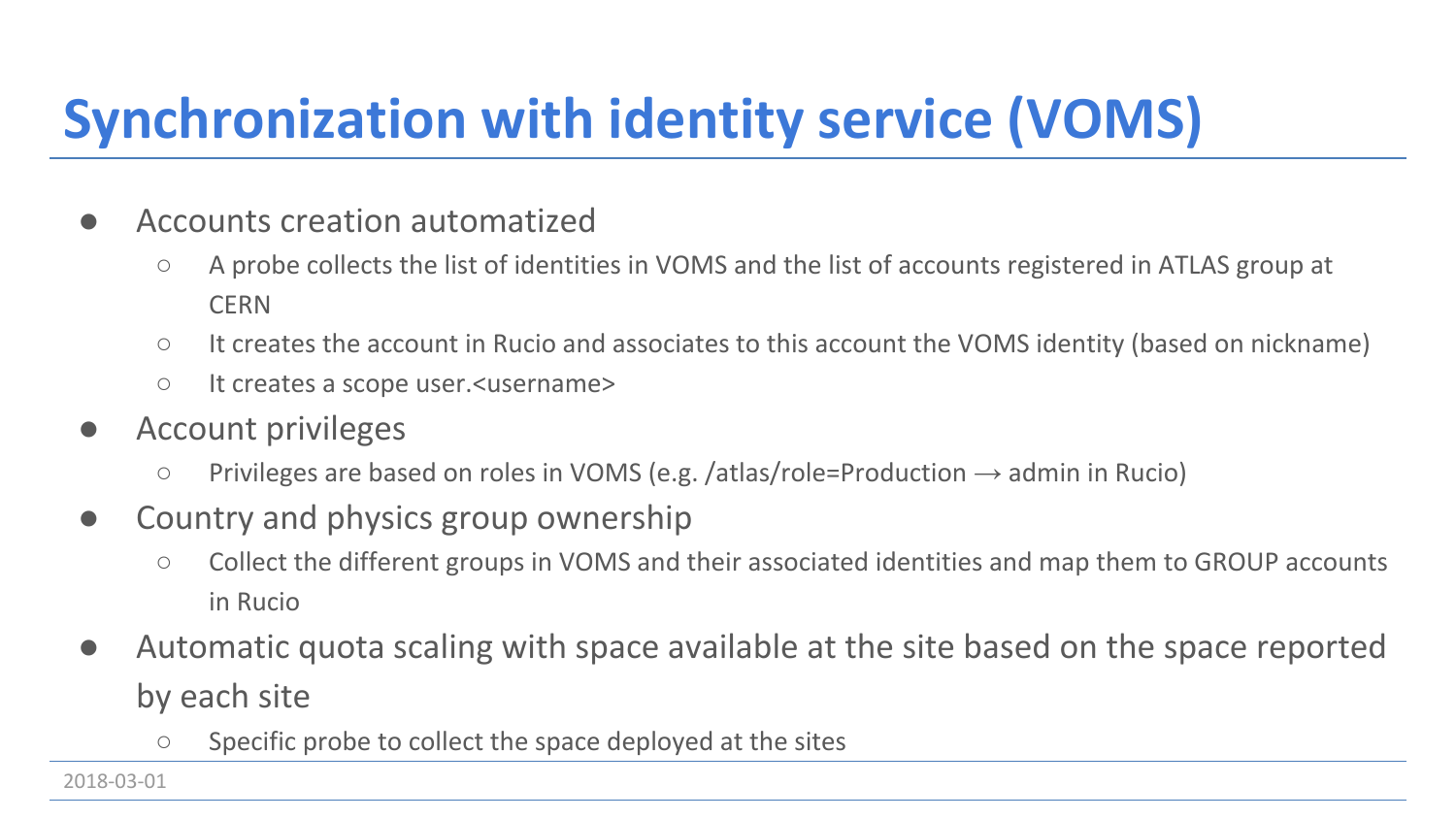# Synchronization with identity service (VOMS)

- Accounts creation automatized
  - A probe collects the list of identities in VOMS and the list of accounts registered in ATLAS group at CERN
  - It creates the account in Rucio and associates to this account the VOMS identity (based on nickname)
  - It creates a scope user.<username>
- Account privileges
  - Privileges are based on roles in VOMS (e.g. /atlas/role=Production → admin in Rucio)
- Country and physics group ownership
  - Collect the different groups in VOMS and their associated identities and map them to GROUP accounts in Rucio
- Automatic quota scaling with space available at the site based on the space reported by each site
  - Specific probe to collect the space deployed at the sites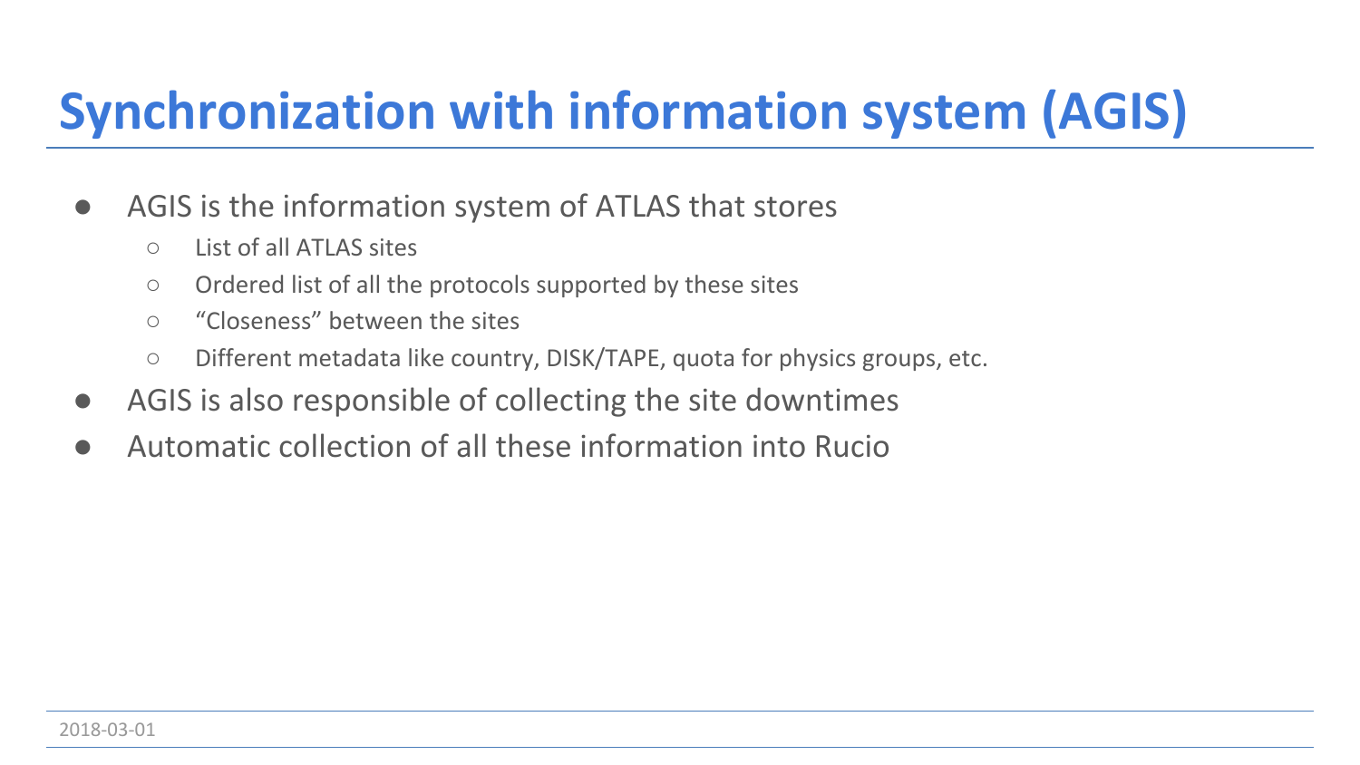# Synchronization with information system (AGIS)

- AGIS is the information system of ATLAS that stores
  - List of all ATLAS sites
  - Ordered list of all the protocols supported by these sites
  - “Closeness” between the sites
  - Different metadata like country, DISK/TAPE, quota for physics groups, etc.
- AGIS is also responsible of collecting the site downtimes
- Automatic collection of all these information into Rucio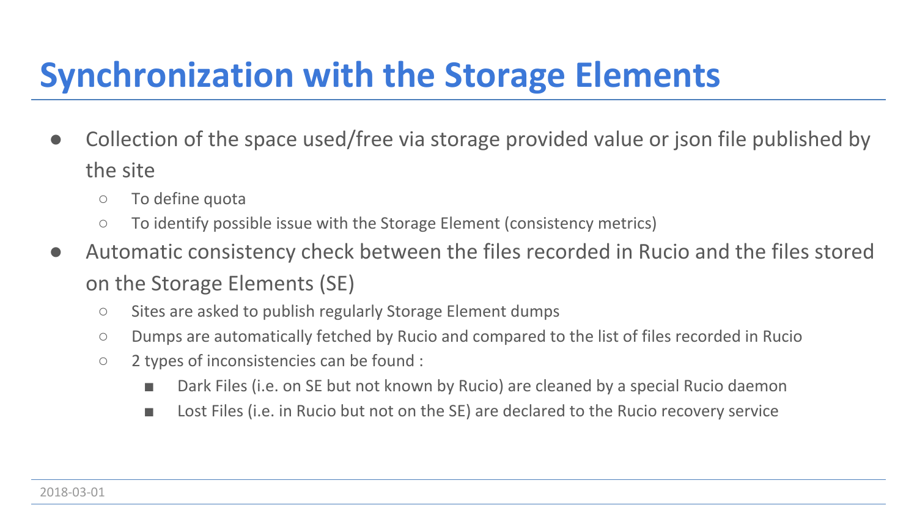# Synchronization with the Storage Elements

- Collection of the space used/free via storage provided value or json file published by the site
  - To define quota
  - To identify possible issue with the Storage Element (consistency metrics)
- Automatic consistency check between the files recorded in Rucio and the files stored on the Storage Elements (SE)
  - Sites are asked to publish regularly Storage Element dumps
  - Dumps are automatically fetched by Rucio and compared to the list of files recorded in Rucio
  - 2 types of inconsistencies can be found :
    - Dark Files (i.e. on SE but not known by Rucio) are cleaned by a special Rucio daemon
    - Lost Files (i.e. in Rucio but not on the SE) are declared to the Rucio recovery service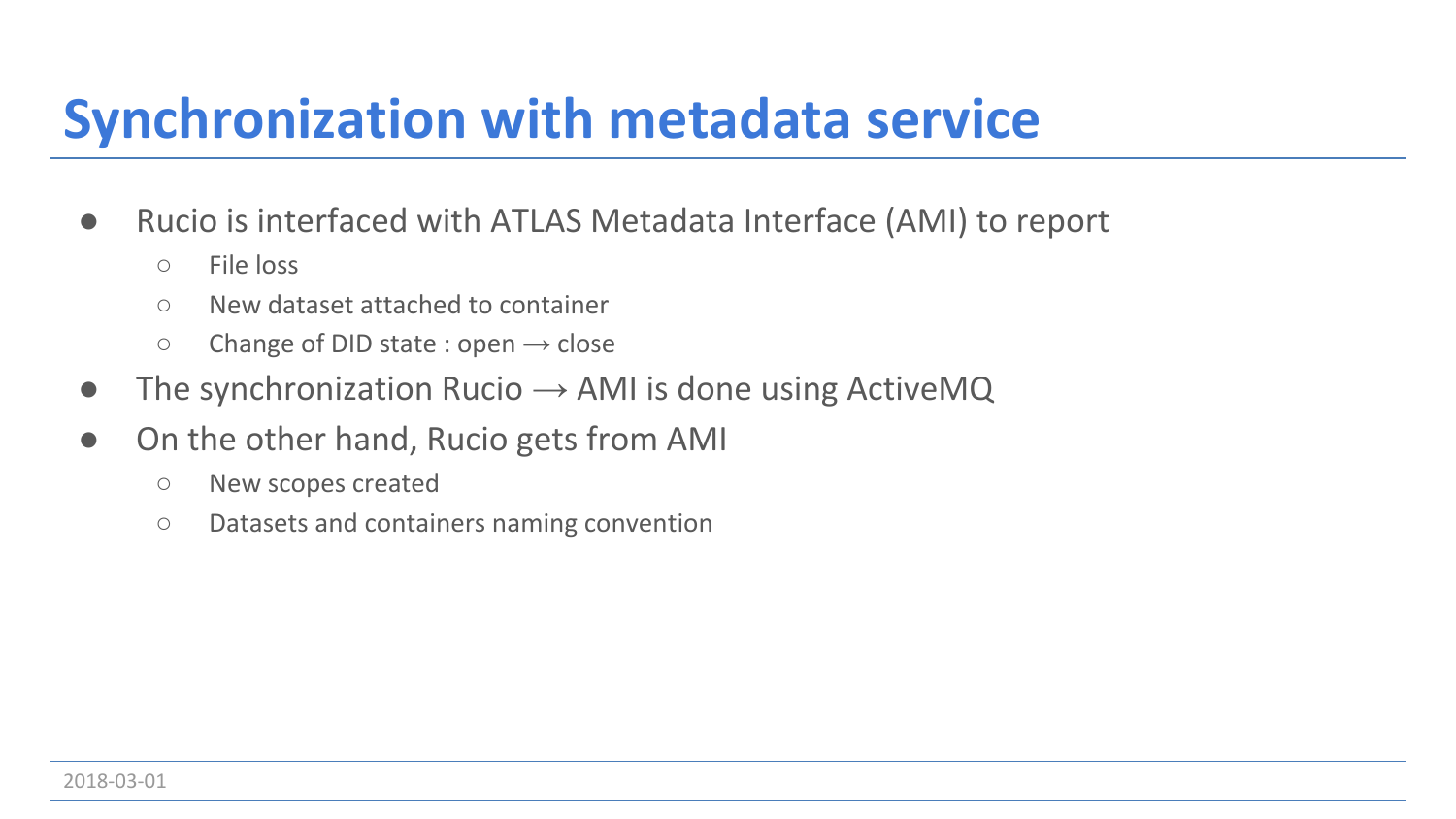# Synchronization with metadata service

- Rucio is interfaced with ATLAS Metadata Interface (AMI) to report
  - File loss
  - New dataset attached to container
  - Change of DID state : open → close
- The synchronization Rucio → AMI is done using ActiveMQ
- On the other hand, Rucio gets from AMI
  - New scopes created
  - Datasets and containers naming convention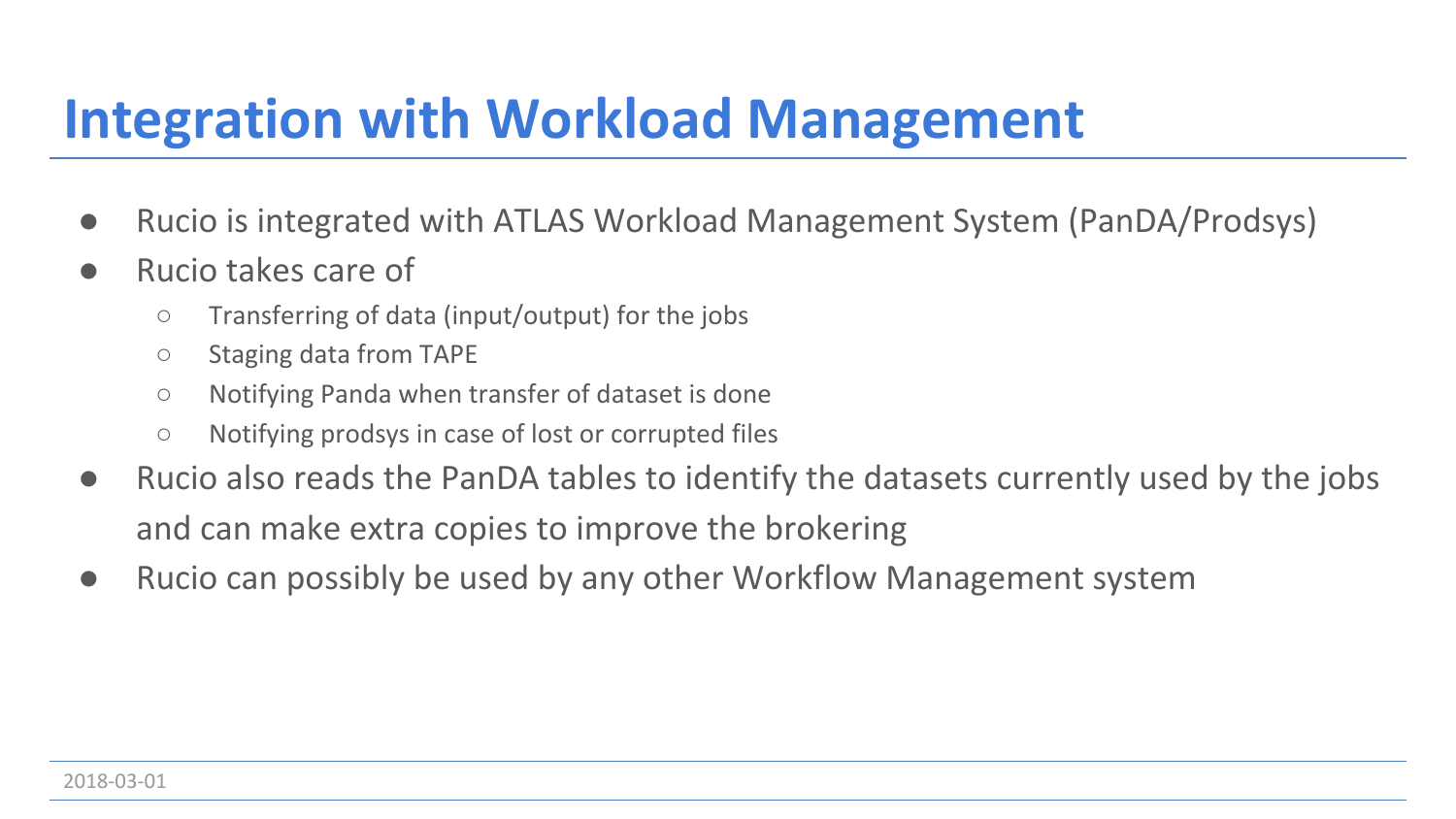# Integration with Workload Management

- Rucio is integrated with ATLAS Workload Management System (PanDA/Prodsys)
- Rucio takes care of
  - Transferring of data (input/output) for the jobs
  - Staging data from TAPE
  - Notifying Panda when transfer of dataset is done
  - Notifying prodsys in case of lost or corrupted files
- Rucio also reads the PanDA tables to identify the datasets currently used by the jobs and can make extra copies to improve the brokering
- Rucio can possibly be used by any other Workflow Management system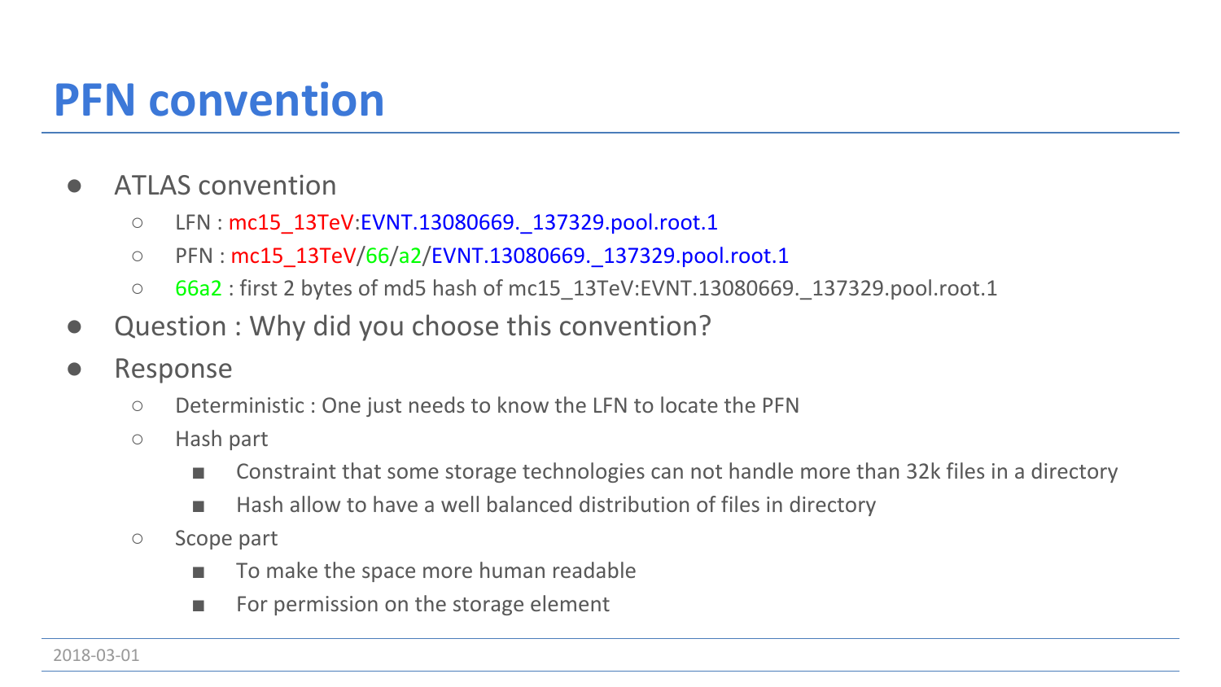# PFN convention

- ATLAS convention
  - LFN : mc15_13TeV:EVNT.13080669._137329.pool.root.1
  - PFN : mc15_13TeV/66/a2/EVNT.13080669._137329.pool.root.1
  - 66a2 : first 2 bytes of md5 hash of mc15_13TeV:EVNT.13080669._137329.pool.root.1
- Question : Why did you choose this convention?
- Response
  - Deterministic : One just needs to know the LFN to locate the PFN
  - Hash part
    - Constraint that some storage technologies can not handle more than 32k files in a directory
    - Hash allow to have a well balanced distribution of files in directory
  - Scope part
    - To make the space more human readable
    - For permission on the storage element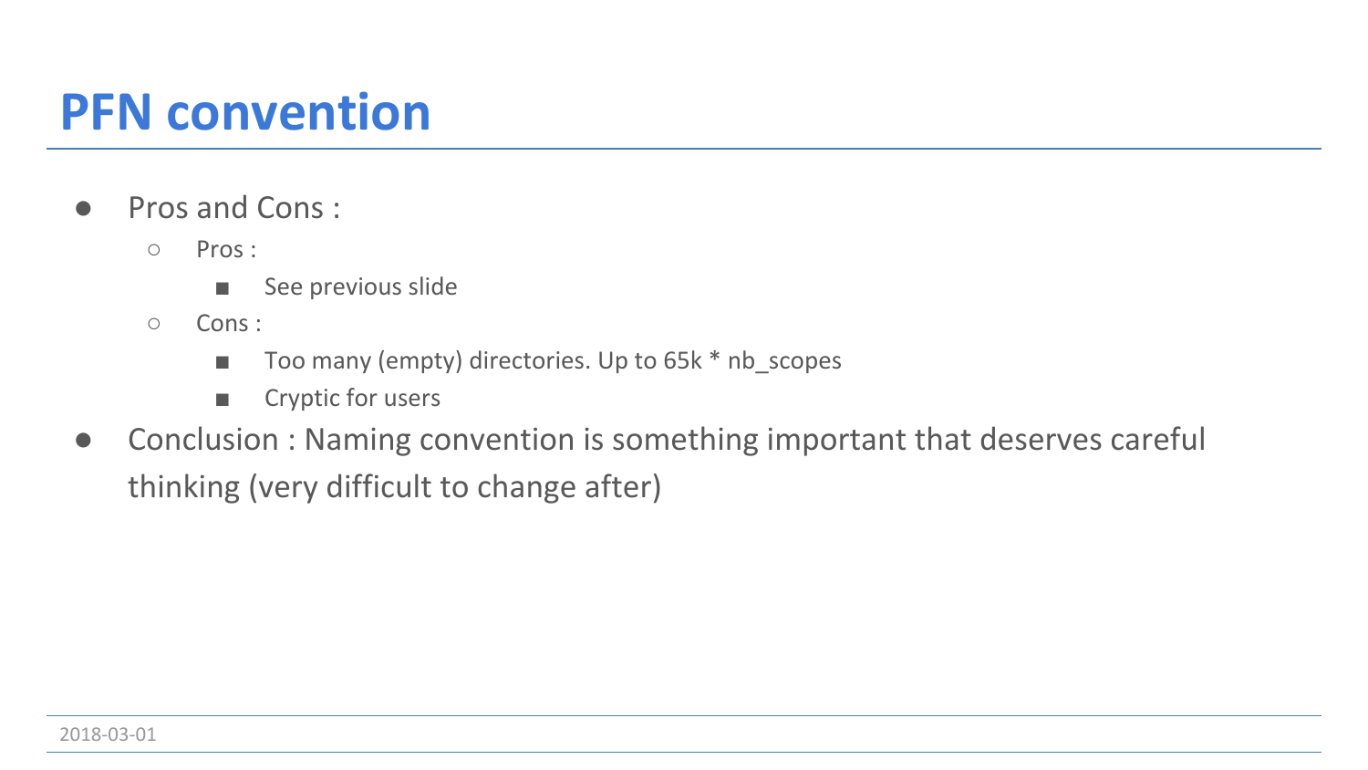# PFN convention

- Pros and Cons :
  - Pros :
    - See previous slide
  - Cons :
    - Too many (empty) directories. Up to 65k * nb_scopes
    - Cryptic for users
- Conclusion : Naming convention is something important that deserves careful thinking (very difficult to change after)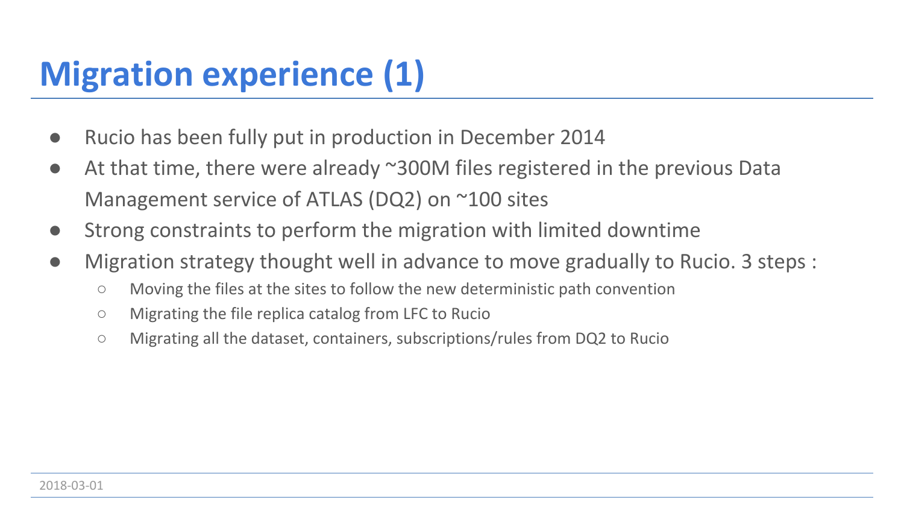# Migration experience (1)

- Rucio has been fully put in production in December 2014
- At that time, there were already ~300M files registered in the previous Data Management service of ATLAS (DQ2) on ~100 sites
- Strong constraints to perform the migration with limited downtime
- Migration strategy thought well in advance to move gradually to Rucio. 3 steps :
  - Moving the files at the sites to follow the new deterministic path convention
  - Migrating the file replica catalog from LFC to Rucio
  - Migrating all the dataset, containers, subscriptions/rules from DQ2 to Rucio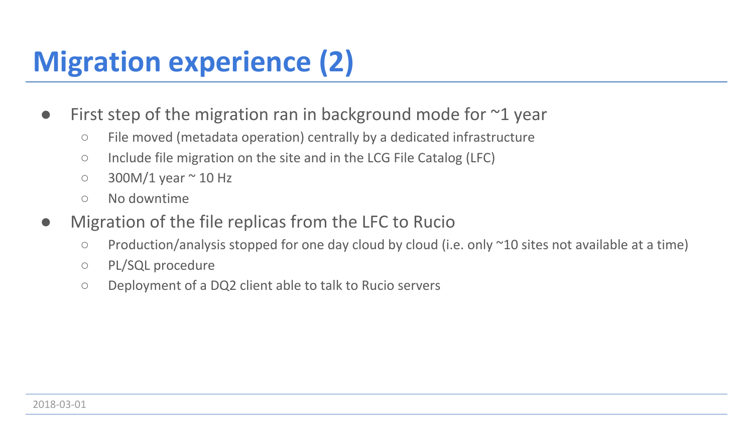# Migration experience (2)

- First step of the migration ran in background mode for ~1 year
  - File moved (metadata operation) centrally by a dedicated infrastructure
  - Include file migration on the site and in the LCG File Catalog (LFC)
  - 300M/1 year ~ 10 Hz
  - No downtime
- Migration of the file replicas from the LFC to Rucio
  - Production/analysis stopped for one day cloud by cloud (i.e. only ~10 sites not available at a time)
  - PL/SQL procedure
  - Deployment of a DQ2 client able to talk to Rucio servers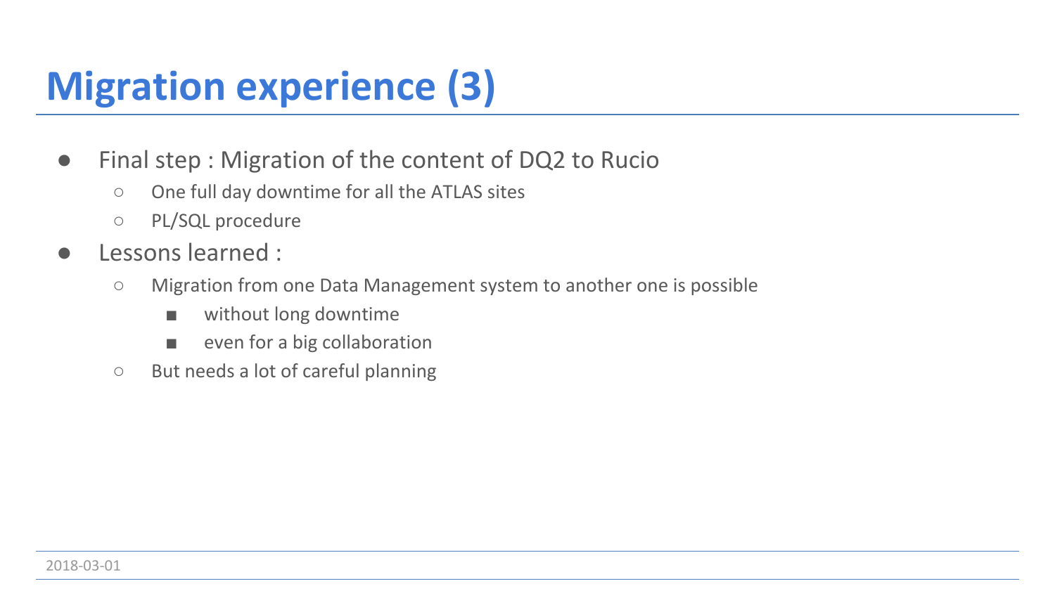# Migration experience (3)

- Final step : Migration of the content of DQ2 to Rucio
  - One full day downtime for all the ATLAS sites
  - PL/SQL procedure
- Lessons learned :
  - Migration from one Data Management system to another one is possible
    - without long downtime
    - even for a big collaboration
  - But needs a lot of careful planning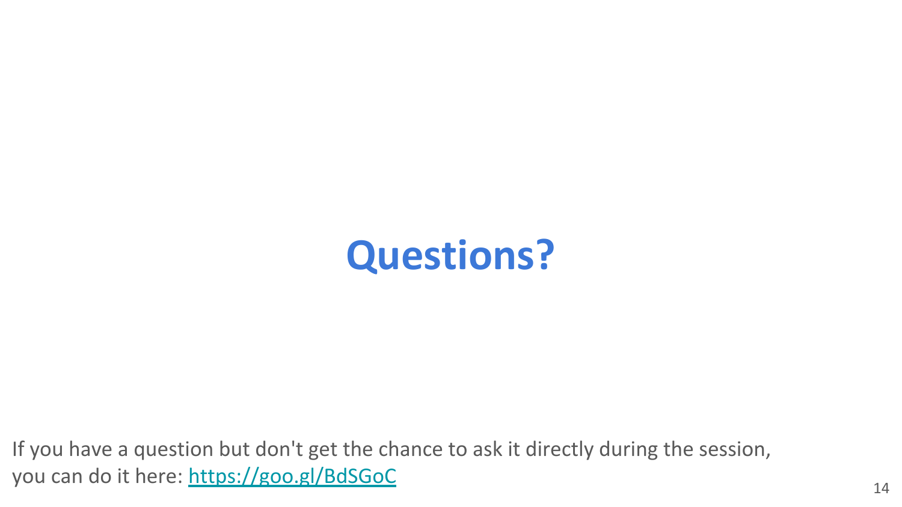# Questions?

If you have a question but don't get the chance to ask it directly during the session, you can do it here: [https://goo.gl/BdSGoC](https://goo.gl/BdSGoC)